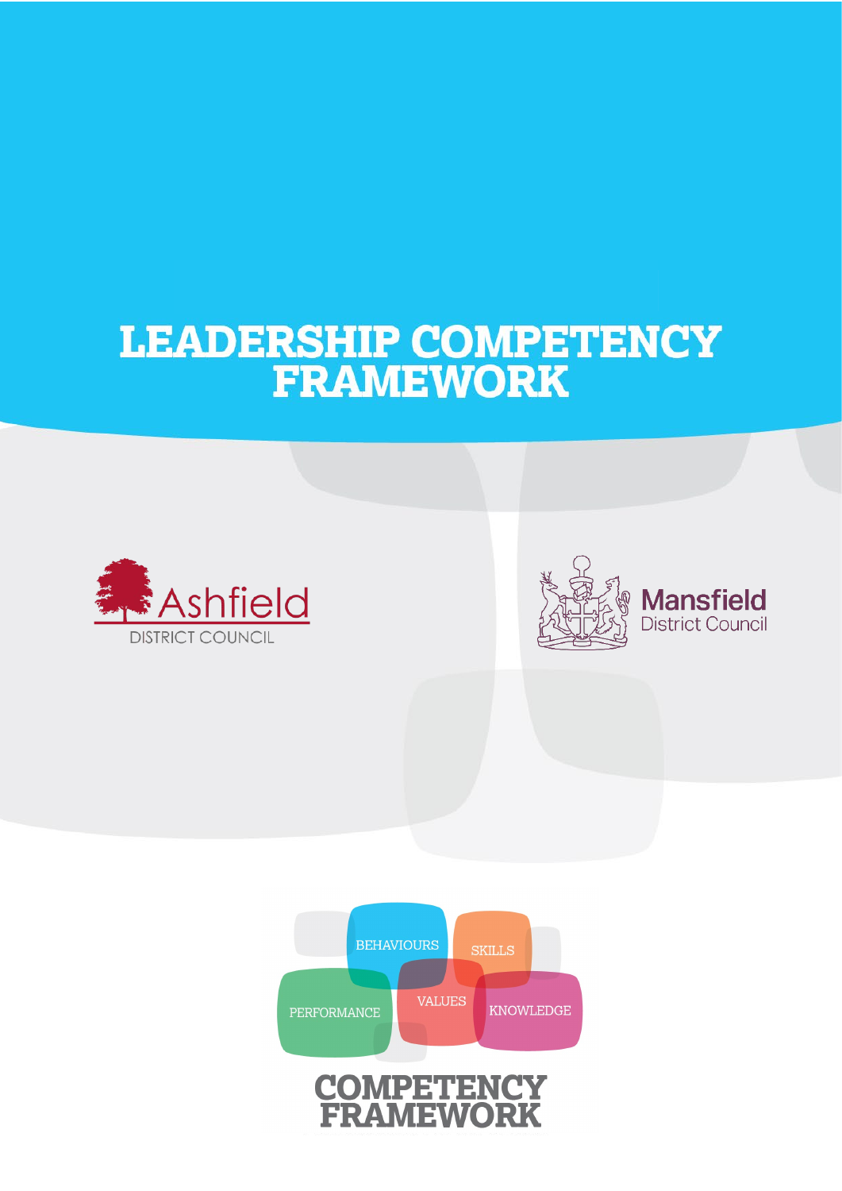# LEADERSHIP COMPETENCY FRAMEWORK

Ashfield DISTRICT COUNCIL

Mansfield District Council

BEHAVIOURS SKILLS PERFORMANCE VALUES KNOWLEDGE

COMPETENCY FRAMEWORK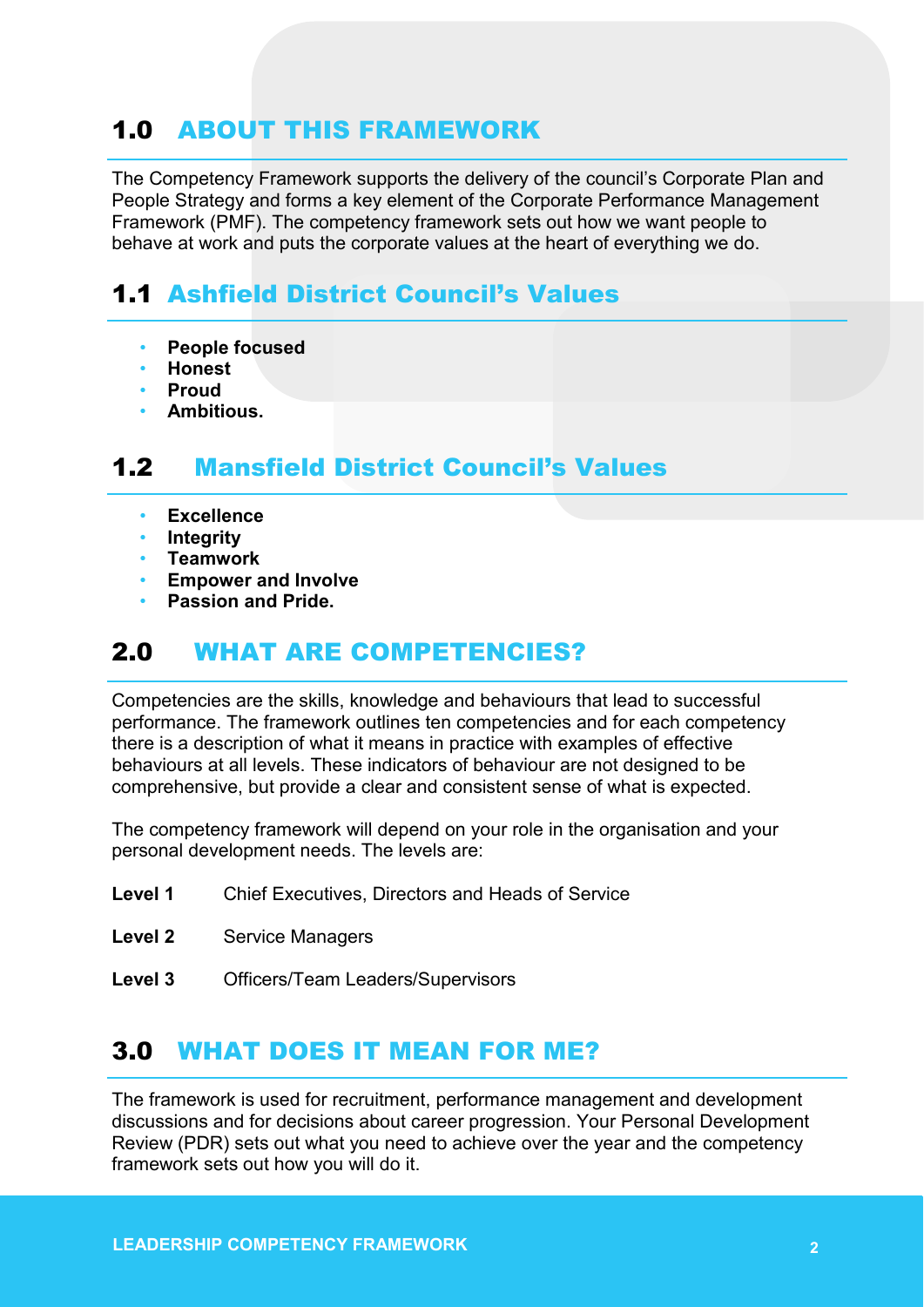## 1.0 ABOUT THIS FRAMEWORK

The Competency Framework supports the delivery of the council's Corporate Plan and People Strategy and forms a key element of the Corporate Performance Management Framework (PMF). The competency framework sets out how we want people to behave at work and puts the corporate values at the heart of everything we do.

### 1.1 Ashfield District Council's Values

- **People focused**
- **Honest**
- **Proud**
- **Ambitious.**

### 1.2 Mansfield District Council's Values

- **Excellence**
- **Integrity**
- **Teamwork**
- **Empower and Involve**
- **Passion and Pride.**

## 2.0 WHAT ARE COMPETENCIES?

Competencies are the skills, knowledge and behaviours that lead to successful performance. The framework outlines ten competencies and for each competency there is a description of what it means in practice with examples of effective behaviours at all levels. These indicators of behaviour are not designed to be comprehensive, but provide a clear and consistent sense of what is expected.

The competency framework will depend on your role in the organisation and your personal development needs. The levels are:

**Level 1** Chief Executives, Directors and Heads of Service

**Level 2** Service Managers

**Level 3** Officers/Team Leaders/Supervisors

## 3.0 WHAT DOES IT MEAN FOR ME?

The framework is used for recruitment, performance management and development discussions and for decisions about career progression. Your Personal Development Review (PDR) sets out what you need to achieve over the year and the competency framework sets out how you will do it.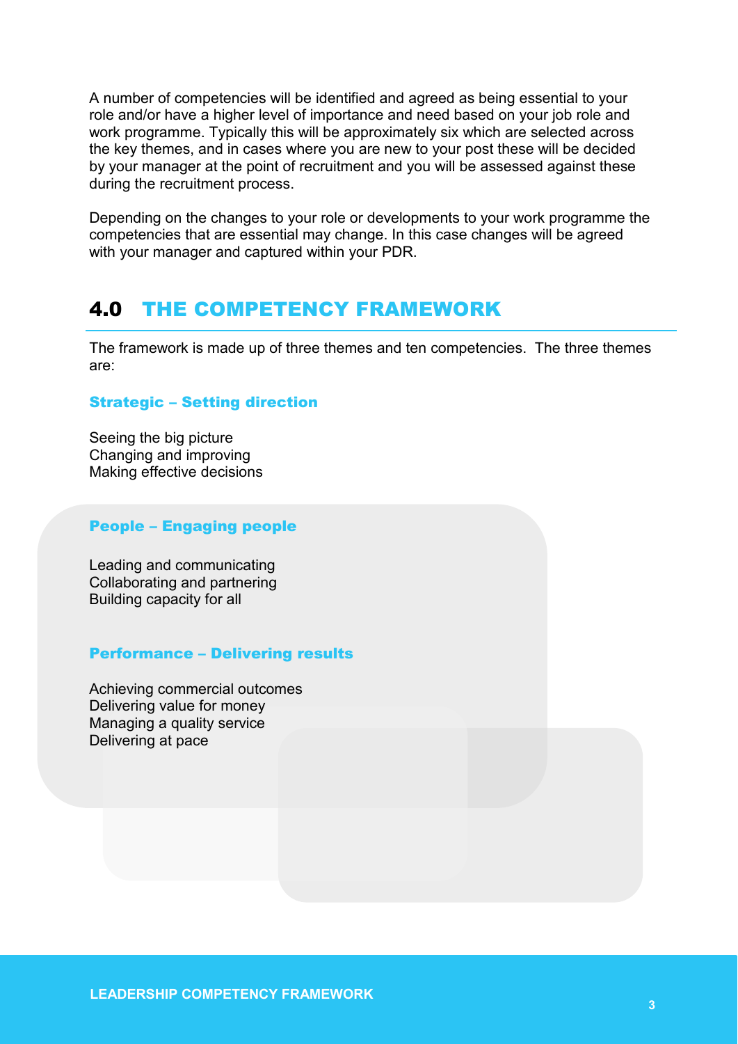A number of competencies will be identified and agreed as being essential to your role and/or have a higher level of importance and need based on your job role and work programme. Typically this will be approximately six which are selected across the key themes, and in cases where you are new to your post these will be decided by your manager at the point of recruitment and you will be assessed against these during the recruitment process.

Depending on the changes to your role or developments to your work programme the competencies that are essential may change. In this case changes will be agreed with your manager and captured within your PDR.

## 4.0 THE COMPETENCY FRAMEWORK

The framework is made up of three themes and ten competencies. The three themes are:

### Strategic – Setting direction

Seeing the big picture
Changing and improving
Making effective decisions

### People – Engaging people

Leading and communicating
Collaborating and partnering
Building capacity for all

### Performance – Delivering results

Achieving commercial outcomes
Delivering value for money
Managing a quality service
Delivering at pace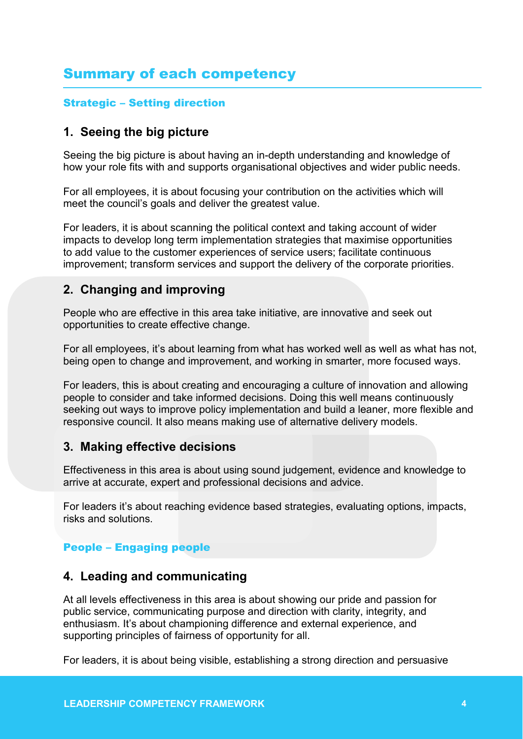## Summary of each competency

### Strategic – Setting direction

### 1. Seeing the big picture

Seeing the big picture is about having an in-depth understanding and knowledge of how your role fits with and supports organisational objectives and wider public needs.

For all employees, it is about focusing your contribution on the activities which will meet the council's goals and deliver the greatest value.

For leaders, it is about scanning the political context and taking account of wider impacts to develop long term implementation strategies that maximise opportunities to add value to the customer experiences of service users; facilitate continuous improvement; transform services and support the delivery of the corporate priorities.

### 2. Changing and improving

People who are effective in this area take initiative, are innovative and seek out opportunities to create effective change.

For all employees, it's about learning from what has worked well as well as what has not, being open to change and improvement, and working in smarter, more focused ways.

For leaders, this is about creating and encouraging a culture of innovation and allowing people to consider and take informed decisions. Doing this well means continuously seeking out ways to improve policy implementation and build a leaner, more flexible and responsive council. It also means making use of alternative delivery models.

### 3. Making effective decisions

Effectiveness in this area is about using sound judgement, evidence and knowledge to arrive at accurate, expert and professional decisions and advice.

For leaders it's about reaching evidence based strategies, evaluating options, impacts, risks and solutions.

### People – Engaging people

### 4. Leading and communicating

At all levels effectiveness in this area is about showing our pride and passion for public service, communicating purpose and direction with clarity, integrity, and enthusiasm. It's about championing difference and external experience, and supporting principles of fairness of opportunity for all.

For leaders, it is about being visible, establishing a strong direction and persuasive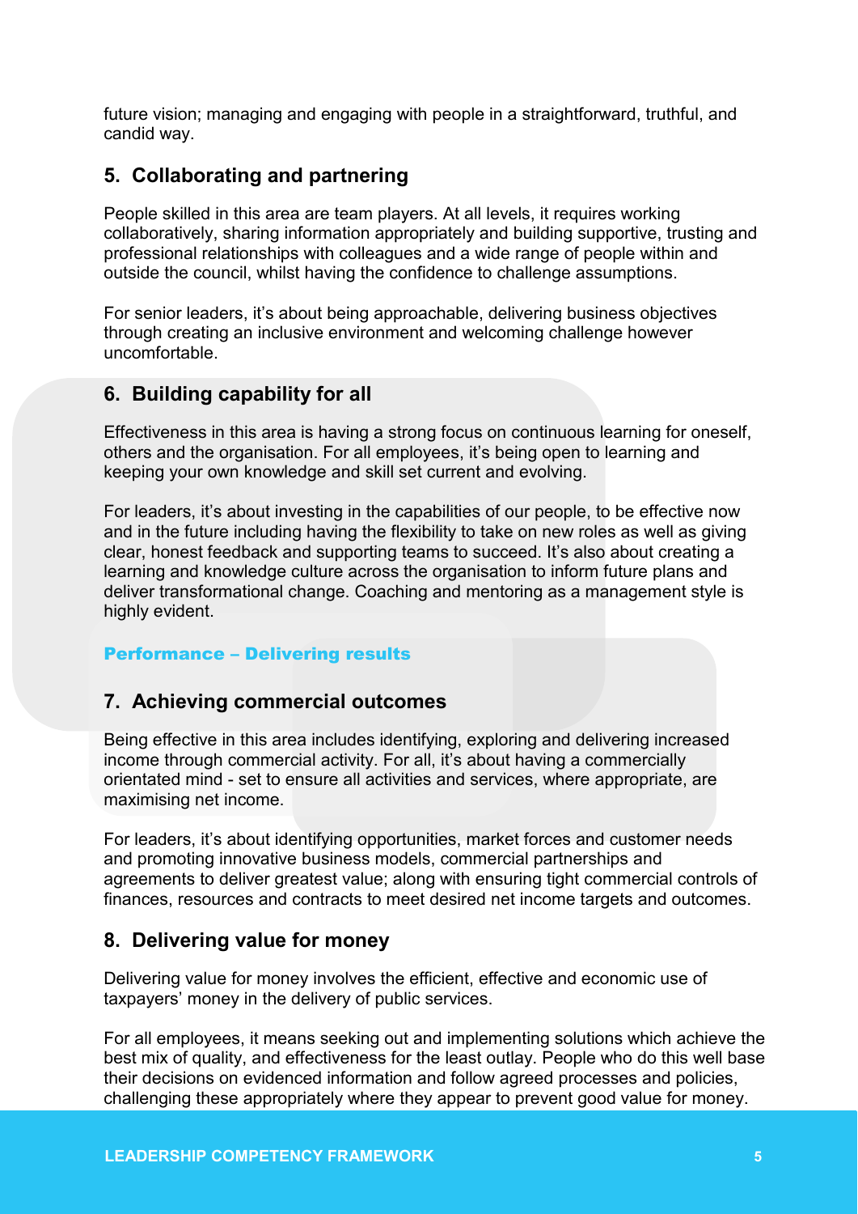future vision; managing and engaging with people in a straightforward, truthful, and candid way.

## 5. Collaborating and partnering

People skilled in this area are team players. At all levels, it requires working collaboratively, sharing information appropriately and building supportive, trusting and professional relationships with colleagues and a wide range of people within and outside the council, whilst having the confidence to challenge assumptions.

For senior leaders, it's about being approachable, delivering business objectives through creating an inclusive environment and welcoming challenge however uncomfortable.

## 6. Building capability for all

Effectiveness in this area is having a strong focus on continuous learning for oneself, others and the organisation. For all employees, it's being open to learning and keeping your own knowledge and skill set current and evolving.

For leaders, it's about investing in the capabilities of our people, to be effective now and in the future including having the flexibility to take on new roles as well as giving clear, honest feedback and supporting teams to succeed. It's also about creating a learning and knowledge culture across the organisation to inform future plans and deliver transformational change. Coaching and mentoring as a management style is highly evident.

### Performance – Delivering results

## 7. Achieving commercial outcomes

Being effective in this area includes identifying, exploring and delivering increased income through commercial activity. For all, it's about having a commercially orientated mind - set to ensure all activities and services, where appropriate, are maximising net income.

For leaders, it's about identifying opportunities, market forces and customer needs and promoting innovative business models, commercial partnerships and agreements to deliver greatest value; along with ensuring tight commercial controls of finances, resources and contracts to meet desired net income targets and outcomes.

## 8. Delivering value for money

Delivering value for money involves the efficient, effective and economic use of taxpayers' money in the delivery of public services.

For all employees, it means seeking out and implementing solutions which achieve the best mix of quality, and effectiveness for the least outlay. People who do this well base their decisions on evidenced information and follow agreed processes and policies, challenging these appropriately where they appear to prevent good value for money.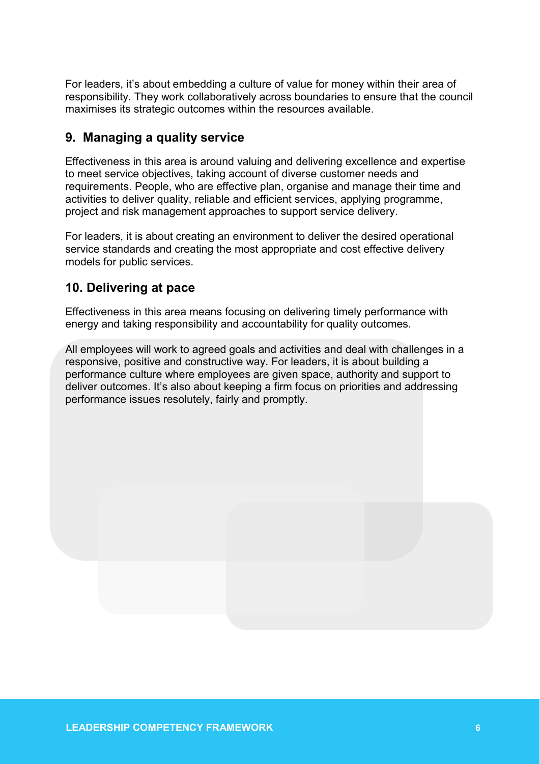For leaders, it's about embedding a culture of value for money within their area of responsibility. They work collaboratively across boundaries to ensure that the council maximises its strategic outcomes within the resources available.

## 9. Managing a quality service

Effectiveness in this area is around valuing and delivering excellence and expertise to meet service objectives, taking account of diverse customer needs and requirements. People, who are effective plan, organise and manage their time and activities to deliver quality, reliable and efficient services, applying programme, project and risk management approaches to support service delivery.

For leaders, it is about creating an environment to deliver the desired operational service standards and creating the most appropriate and cost effective delivery models for public services.

## 10. Delivering at pace

Effectiveness in this area means focusing on delivering timely performance with energy and taking responsibility and accountability for quality outcomes.

All employees will work to agreed goals and activities and deal with challenges in a responsive, positive and constructive way. For leaders, it is about building a performance culture where employees are given space, authority and support to deliver outcomes. It's also about keeping a firm focus on priorities and addressing performance issues resolutely, fairly and promptly.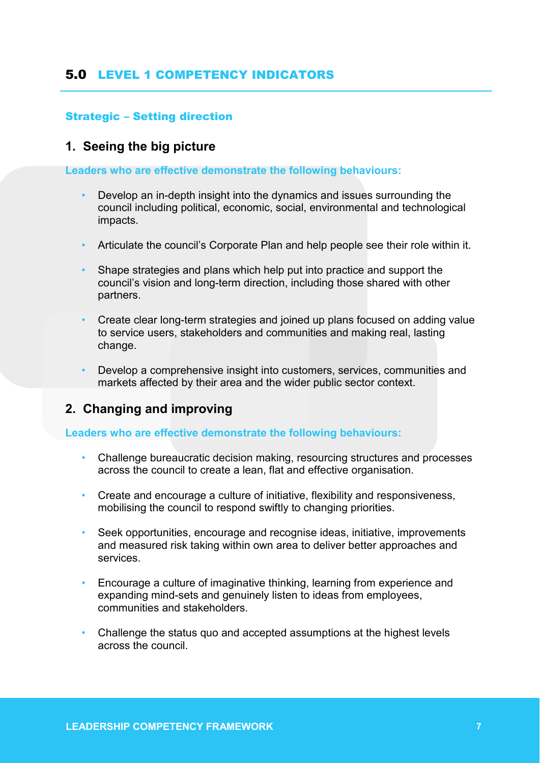## 5.0 LEVEL 1 COMPETENCY INDICATORS

### Strategic – Setting direction

#### 1. Seeing the big picture

**Leaders who are effective demonstrate the following behaviours:**

- Develop an in-depth insight into the dynamics and issues surrounding the council including political, economic, social, environmental and technological impacts.
- Articulate the council's Corporate Plan and help people see their role within it.
- Shape strategies and plans which help put into practice and support the council's vision and long-term direction, including those shared with other partners.
- Create clear long-term strategies and joined up plans focused on adding value to service users, stakeholders and communities and making real, lasting change.
- Develop a comprehensive insight into customers, services, communities and markets affected by their area and the wider public sector context.

#### 2. Changing and improving

**Leaders who are effective demonstrate the following behaviours:**

- Challenge bureaucratic decision making, resourcing structures and processes across the council to create a lean, flat and effective organisation.
- Create and encourage a culture of initiative, flexibility and responsiveness, mobilising the council to respond swiftly to changing priorities.
- Seek opportunities, encourage and recognise ideas, initiative, improvements and measured risk taking within own area to deliver better approaches and services.
- Encourage a culture of imaginative thinking, learning from experience and expanding mind-sets and genuinely listen to ideas from employees, communities and stakeholders.
- Challenge the status quo and accepted assumptions at the highest levels across the council.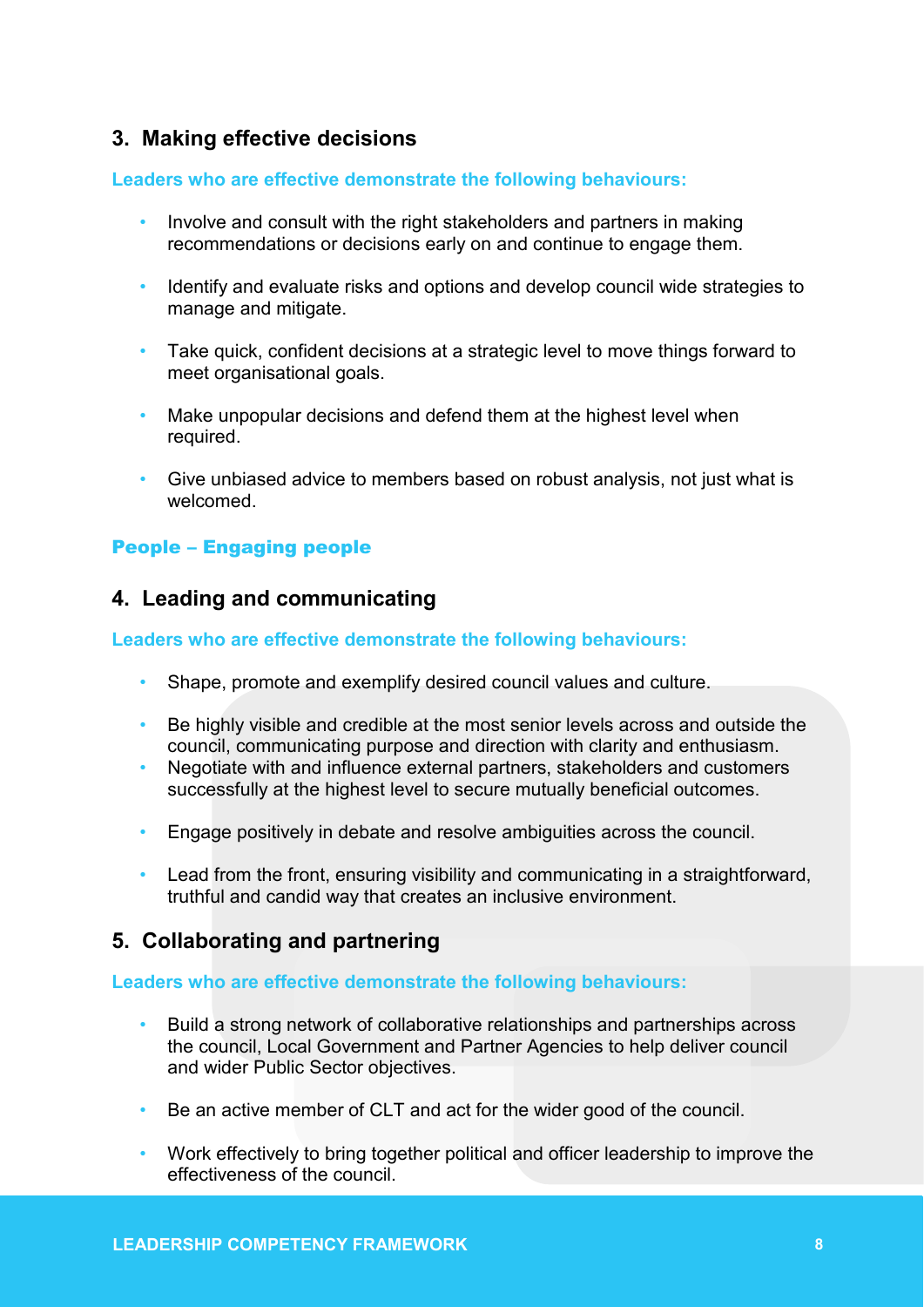## 3. Making effective decisions

**Leaders who are effective demonstrate the following behaviours:**

- Involve and consult with the right stakeholders and partners in making recommendations or decisions early on and continue to engage them.
- Identify and evaluate risks and options and develop council wide strategies to manage and mitigate.
- Take quick, confident decisions at a strategic level to move things forward to meet organisational goals.
- Make unpopular decisions and defend them at the highest level when required.
- Give unbiased advice to members based on robust analysis, not just what is welcomed.

**People – Engaging people**

## 4. Leading and communicating

**Leaders who are effective demonstrate the following behaviours:**

- Shape, promote and exemplify desired council values and culture.
- Be highly visible and credible at the most senior levels across and outside the council, communicating purpose and direction with clarity and enthusiasm.
- Negotiate with and influence external partners, stakeholders and customers successfully at the highest level to secure mutually beneficial outcomes.
- Engage positively in debate and resolve ambiguities across the council.
- Lead from the front, ensuring visibility and communicating in a straightforward, truthful and candid way that creates an inclusive environment.

## 5. Collaborating and partnering

**Leaders who are effective demonstrate the following behaviours:**

- Build a strong network of collaborative relationships and partnerships across the council, Local Government and Partner Agencies to help deliver council and wider Public Sector objectives.
- Be an active member of CLT and act for the wider good of the council.
- Work effectively to bring together political and officer leadership to improve the effectiveness of the council.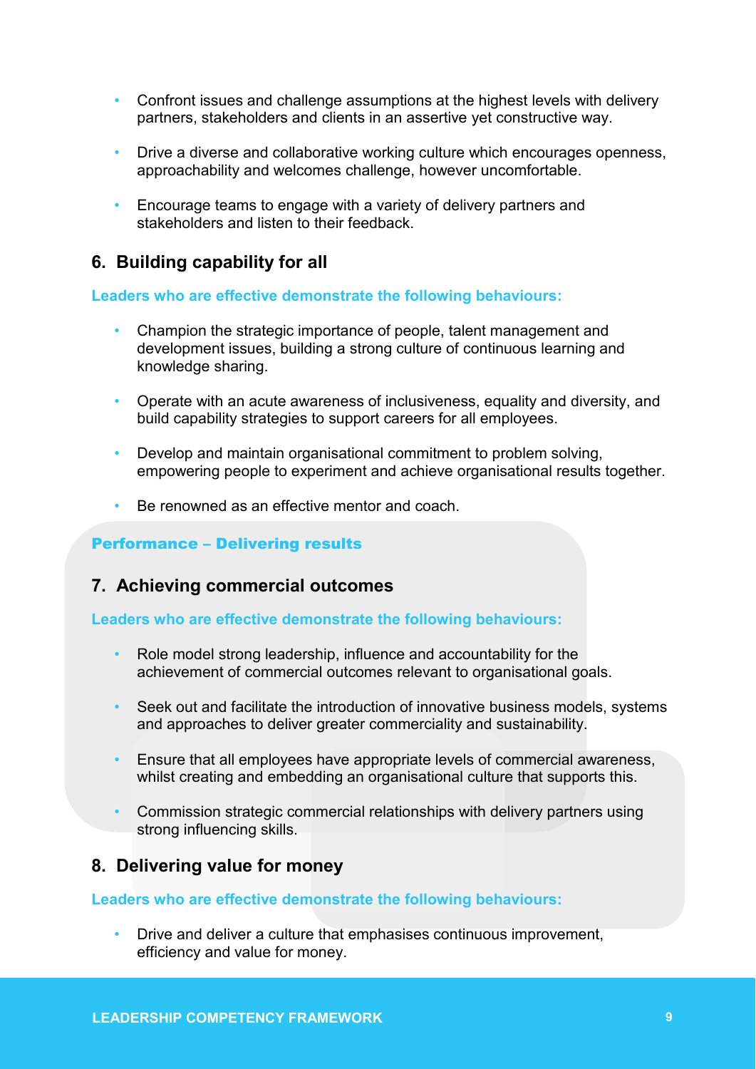- Confront issues and challenge assumptions at the highest levels with delivery partners, stakeholders and clients in an assertive yet constructive way.
- Drive a diverse and collaborative working culture which encourages openness, approachability and welcomes challenge, however uncomfortable.
- Encourage teams to engage with a variety of delivery partners and stakeholders and listen to their feedback.

## 6. Building capability for all

**Leaders who are effective demonstrate the following behaviours:**

- Champion the strategic importance of people, talent management and development issues, building a strong culture of continuous learning and knowledge sharing.
- Operate with an acute awareness of inclusiveness, equality and diversity, and build capability strategies to support careers for all employees.
- Develop and maintain organisational commitment to problem solving, empowering people to experiment and achieve organisational results together.
- Be renowned as an effective mentor and coach.

**Performance – Delivering results**

## 7. Achieving commercial outcomes

**Leaders who are effective demonstrate the following behaviours:**

- Role model strong leadership, influence and accountability for the achievement of commercial outcomes relevant to organisational goals.
- Seek out and facilitate the introduction of innovative business models, systems and approaches to deliver greater commerciality and sustainability.
- Ensure that all employees have appropriate levels of commercial awareness, whilst creating and embedding an organisational culture that supports this.
- Commission strategic commercial relationships with delivery partners using strong influencing skills.

## 8. Delivering value for money

**Leaders who are effective demonstrate the following behaviours:**

- Drive and deliver a culture that emphasises continuous improvement, efficiency and value for money.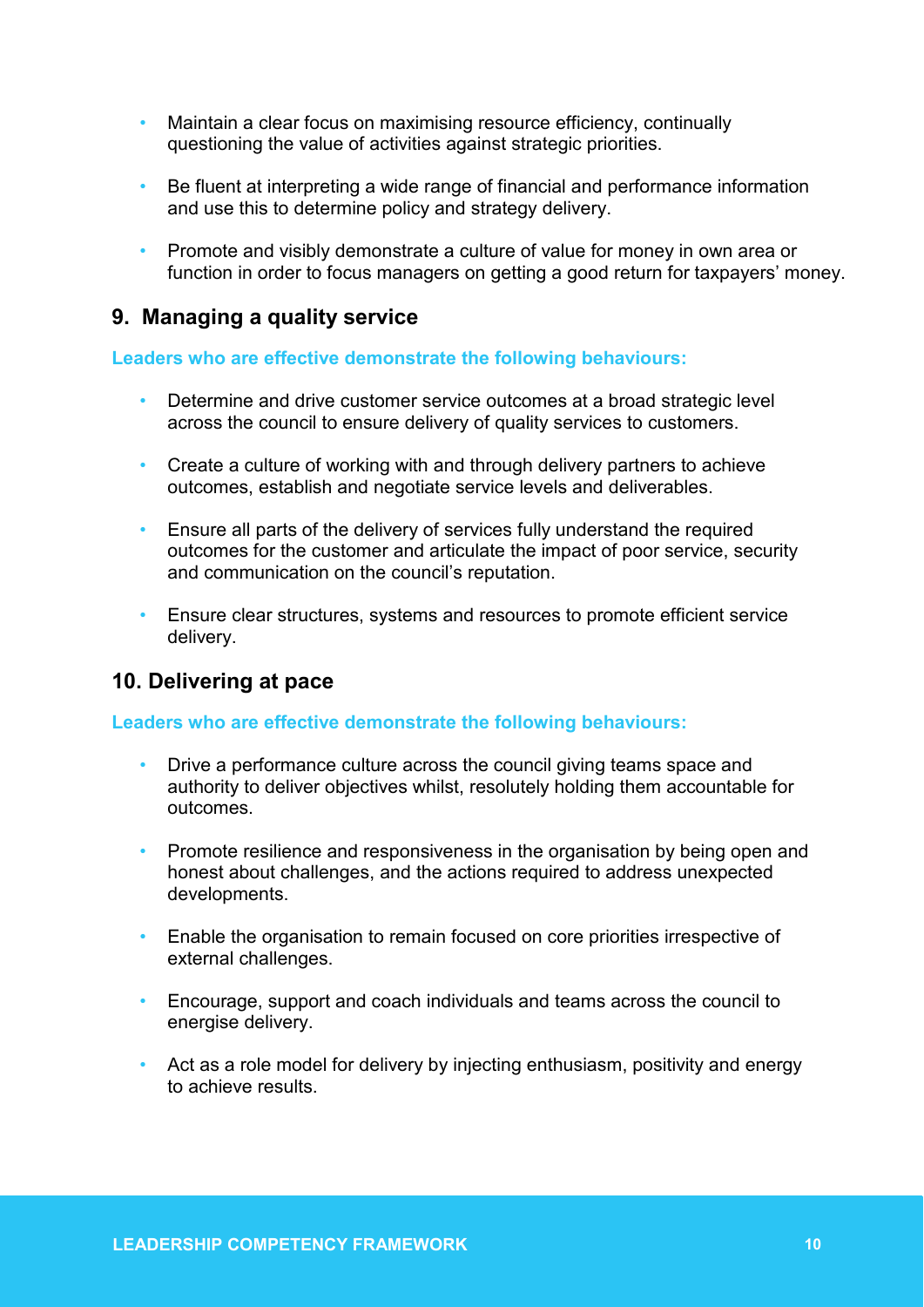- Maintain a clear focus on maximising resource efficiency, continually questioning the value of activities against strategic priorities.
- Be fluent at interpreting a wide range of financial and performance information and use this to determine policy and strategy delivery.
- Promote and visibly demonstrate a culture of value for money in own area or function in order to focus managers on getting a good return for taxpayers' money.

## 9. Managing a quality service

**Leaders who are effective demonstrate the following behaviours:**

- Determine and drive customer service outcomes at a broad strategic level across the council to ensure delivery of quality services to customers.
- Create a culture of working with and through delivery partners to achieve outcomes, establish and negotiate service levels and deliverables.
- Ensure all parts of the delivery of services fully understand the required outcomes for the customer and articulate the impact of poor service, security and communication on the council's reputation.
- Ensure clear structures, systems and resources to promote efficient service delivery.

## 10. Delivering at pace

**Leaders who are effective demonstrate the following behaviours:**

- Drive a performance culture across the council giving teams space and authority to deliver objectives whilst, resolutely holding them accountable for outcomes.
- Promote resilience and responsiveness in the organisation by being open and honest about challenges, and the actions required to address unexpected developments.
- Enable the organisation to remain focused on core priorities irrespective of external challenges.
- Encourage, support and coach individuals and teams across the council to energise delivery.
- Act as a role model for delivery by injecting enthusiasm, positivity and energy to achieve results.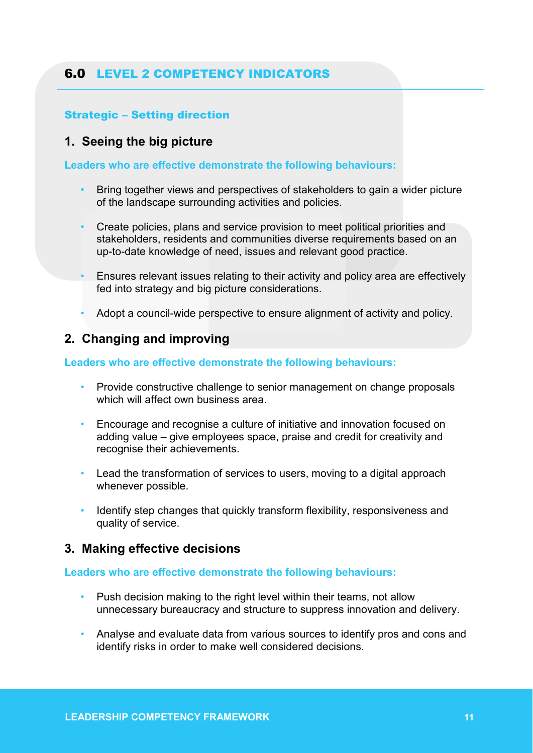## 6.0 LEVEL 2 COMPETENCY INDICATORS

### Strategic – Setting direction

### 1. Seeing the big picture

**Leaders who are effective demonstrate the following behaviours:**

- Bring together views and perspectives of stakeholders to gain a wider picture of the landscape surrounding activities and policies.
- Create policies, plans and service provision to meet political priorities and stakeholders, residents and communities diverse requirements based on an up-to-date knowledge of need, issues and relevant good practice.
- Ensures relevant issues relating to their activity and policy area are effectively fed into strategy and big picture considerations.
- Adopt a council-wide perspective to ensure alignment of activity and policy.

### 2. Changing and improving

**Leaders who are effective demonstrate the following behaviours:**

- Provide constructive challenge to senior management on change proposals which will affect own business area.
- Encourage and recognise a culture of initiative and innovation focused on adding value – give employees space, praise and credit for creativity and recognise their achievements.
- Lead the transformation of services to users, moving to a digital approach whenever possible.
- Identify step changes that quickly transform flexibility, responsiveness and quality of service.

### 3. Making effective decisions

**Leaders who are effective demonstrate the following behaviours:**

- Push decision making to the right level within their teams, not allow unnecessary bureaucracy and structure to suppress innovation and delivery.
- Analyse and evaluate data from various sources to identify pros and cons and identify risks in order to make well considered decisions.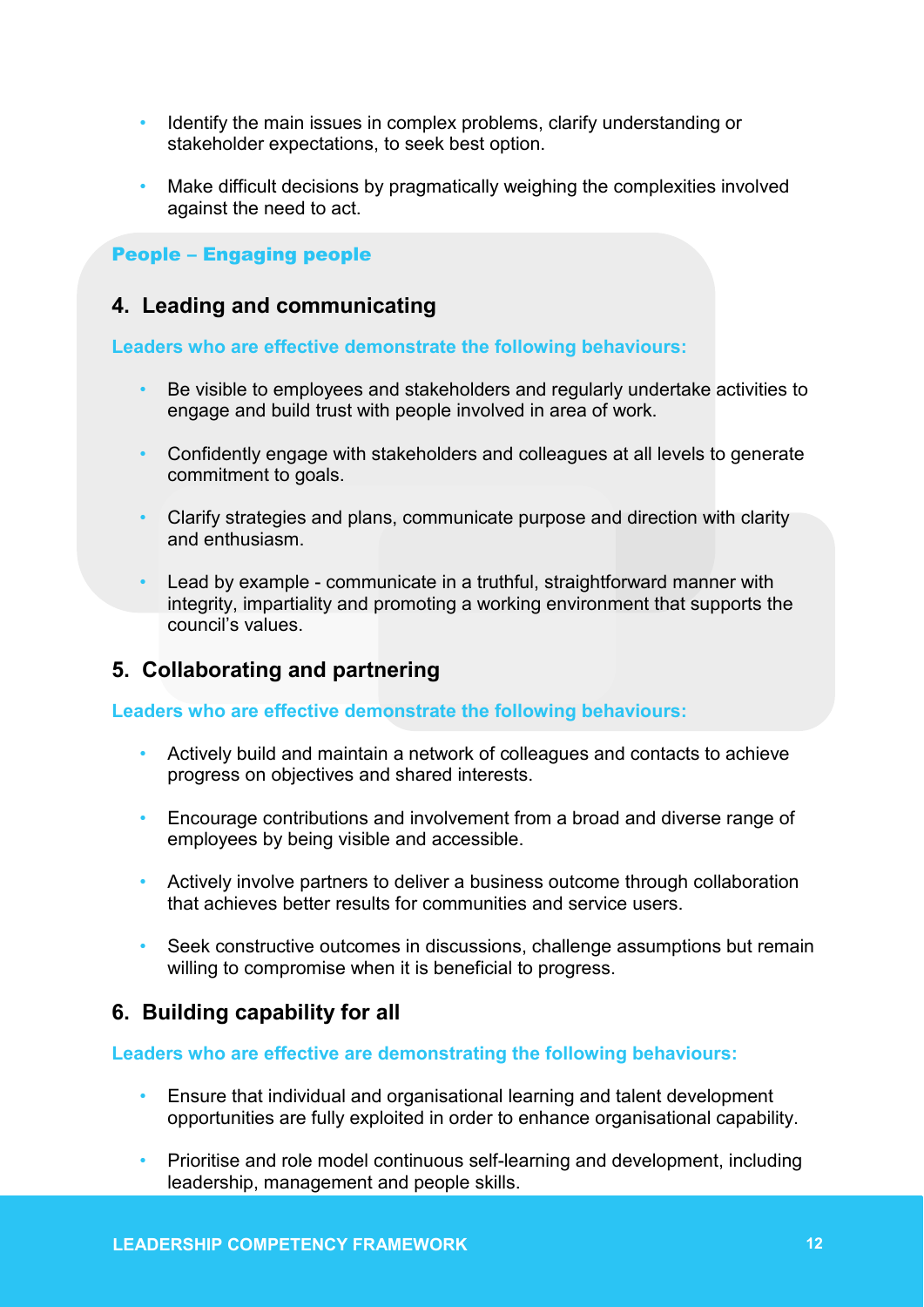- Identify the main issues in complex problems, clarify understanding or stakeholder expectations, to seek best option.

- Make difficult decisions by pragmatically weighing the complexities involved against the need to act.

**People – Engaging people**

## 4. Leading and communicating

**Leaders who are effective demonstrate the following behaviours:**

- Be visible to employees and stakeholders and regularly undertake activities to engage and build trust with people involved in area of work.

- Confidently engage with stakeholders and colleagues at all levels to generate commitment to goals.

- Clarify strategies and plans, communicate purpose and direction with clarity and enthusiasm.

- Lead by example - communicate in a truthful, straightforward manner with integrity, impartiality and promoting a working environment that supports the council's values.

## 5. Collaborating and partnering

**Leaders who are effective demonstrate the following behaviours:**

- Actively build and maintain a network of colleagues and contacts to achieve progress on objectives and shared interests.

- Encourage contributions and involvement from a broad and diverse range of employees by being visible and accessible.

- Actively involve partners to deliver a business outcome through collaboration that achieves better results for communities and service users.

- Seek constructive outcomes in discussions, challenge assumptions but remain willing to compromise when it is beneficial to progress.

## 6. Building capability for all

**Leaders who are effective are demonstrating the following behaviours:**

- Ensure that individual and organisational learning and talent development opportunities are fully exploited in order to enhance organisational capability.

- Prioritise and role model continuous self-learning and development, including leadership, management and people skills.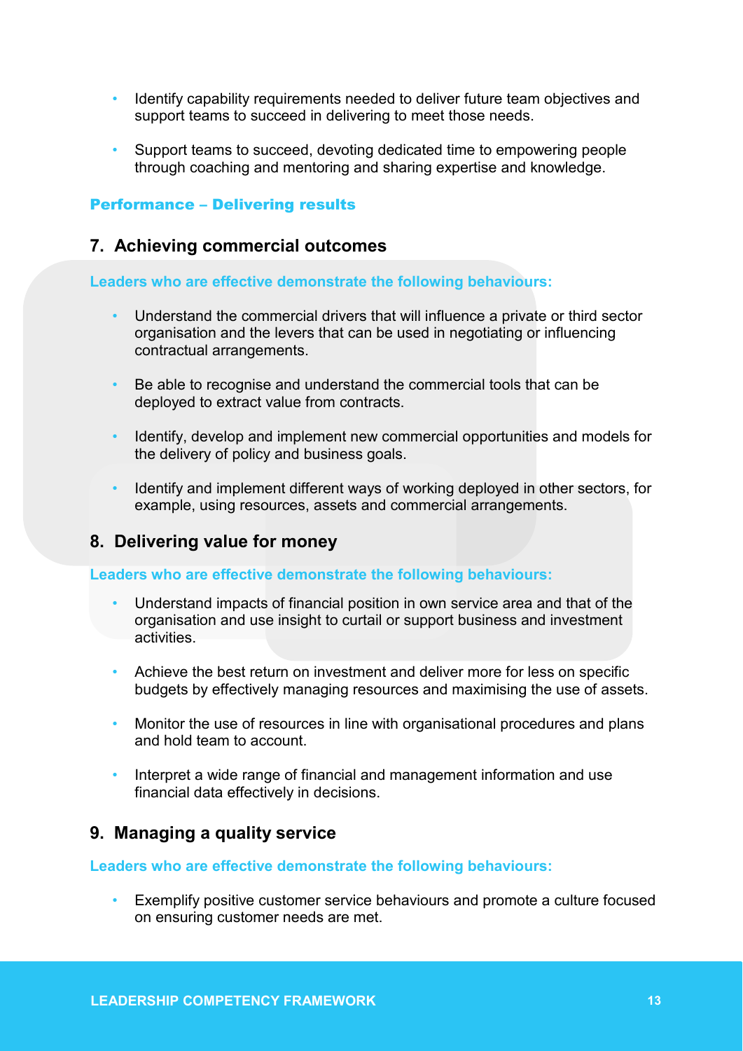- Identify capability requirements needed to deliver future team objectives and support teams to succeed in delivering to meet those needs.
- Support teams to succeed, devoting dedicated time to empowering people through coaching and mentoring and sharing expertise and knowledge.

## Performance – Delivering results

### 7. Achieving commercial outcomes

**Leaders who are effective demonstrate the following behaviours:**

- Understand the commercial drivers that will influence a private or third sector organisation and the levers that can be used in negotiating or influencing contractual arrangements.
- Be able to recognise and understand the commercial tools that can be deployed to extract value from contracts.
- Identify, develop and implement new commercial opportunities and models for the delivery of policy and business goals.
- Identify and implement different ways of working deployed in other sectors, for example, using resources, assets and commercial arrangements.

### 8. Delivering value for money

**Leaders who are effective demonstrate the following behaviours:**

- Understand impacts of financial position in own service area and that of the organisation and use insight to curtail or support business and investment activities.
- Achieve the best return on investment and deliver more for less on specific budgets by effectively managing resources and maximising the use of assets.
- Monitor the use of resources in line with organisational procedures and plans and hold team to account.
- Interpret a wide range of financial and management information and use financial data effectively in decisions.

### 9. Managing a quality service

**Leaders who are effective demonstrate the following behaviours:**

- Exemplify positive customer service behaviours and promote a culture focused on ensuring customer needs are met.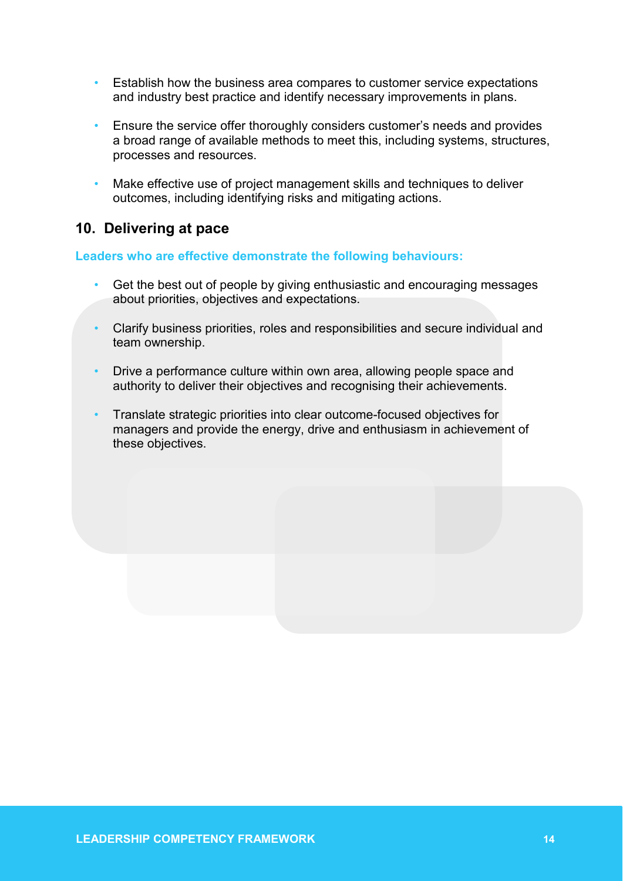- Establish how the business area compares to customer service expectations and industry best practice and identify necessary improvements in plans.
- Ensure the service offer thoroughly considers customer's needs and provides a broad range of available methods to meet this, including systems, structures, processes and resources.
- Make effective use of project management skills and techniques to deliver outcomes, including identifying risks and mitigating actions.

## 10. Delivering at pace

**Leaders who are effective demonstrate the following behaviours:**

- Get the best out of people by giving enthusiastic and encouraging messages about priorities, objectives and expectations.
- Clarify business priorities, roles and responsibilities and secure individual and team ownership.
- Drive a performance culture within own area, allowing people space and authority to deliver their objectives and recognising their achievements.
- Translate strategic priorities into clear outcome-focused objectives for managers and provide the energy, drive and enthusiasm in achievement of these objectives.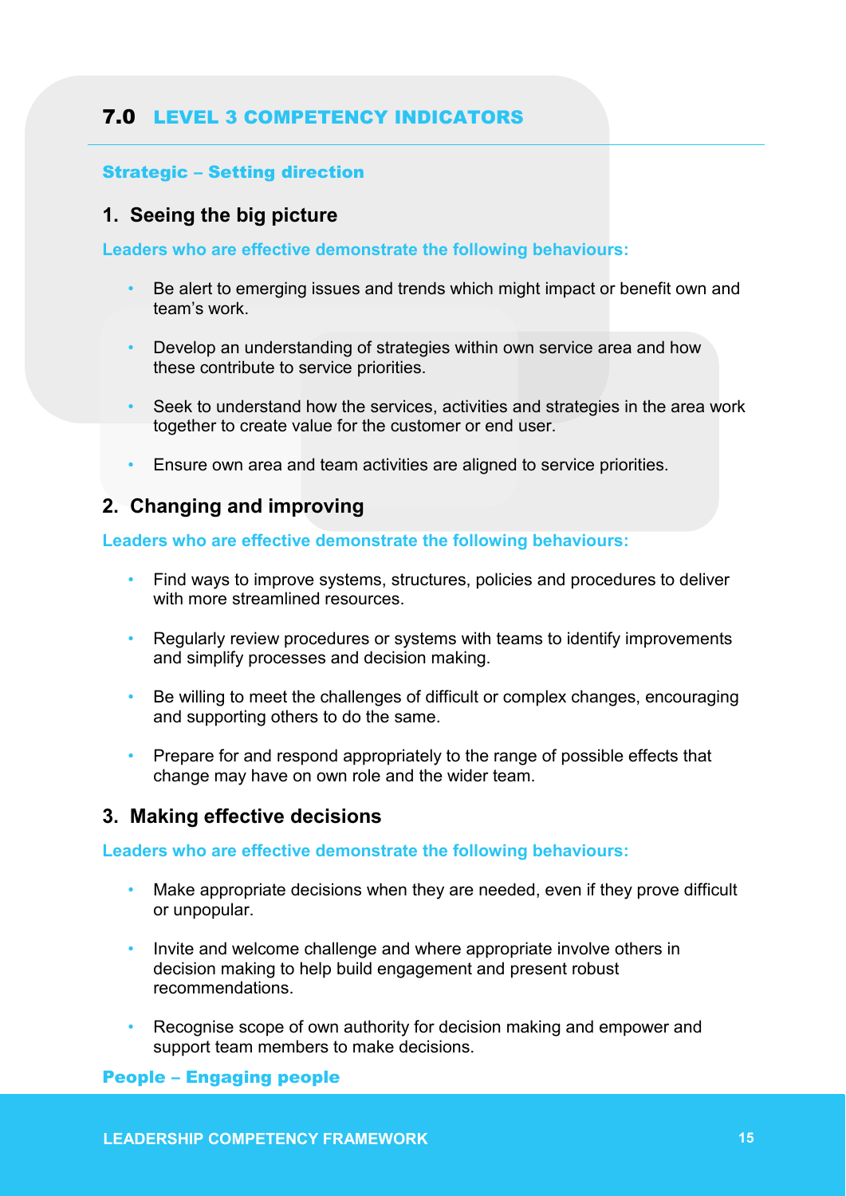## 7.0 LEVEL 3 COMPETENCY INDICATORS

### Strategic – Setting direction

#### 1. Seeing the big picture

**Leaders who are effective demonstrate the following behaviours:**

- Be alert to emerging issues and trends which might impact or benefit own and team's work.
- Develop an understanding of strategies within own service area and how these contribute to service priorities.
- Seek to understand how the services, activities and strategies in the area work together to create value for the customer or end user.
- Ensure own area and team activities are aligned to service priorities.

#### 2. Changing and improving

**Leaders who are effective demonstrate the following behaviours:**

- Find ways to improve systems, structures, policies and procedures to deliver with more streamlined resources.
- Regularly review procedures or systems with teams to identify improvements and simplify processes and decision making.
- Be willing to meet the challenges of difficult or complex changes, encouraging and supporting others to do the same.
- Prepare for and respond appropriately to the range of possible effects that change may have on own role and the wider team.

#### 3. Making effective decisions

**Leaders who are effective demonstrate the following behaviours:**

- Make appropriate decisions when they are needed, even if they prove difficult or unpopular.
- Invite and welcome challenge and where appropriate involve others in decision making to help build engagement and present robust recommendations.
- Recognise scope of own authority for decision making and empower and support team members to make decisions.

### People – Engaging people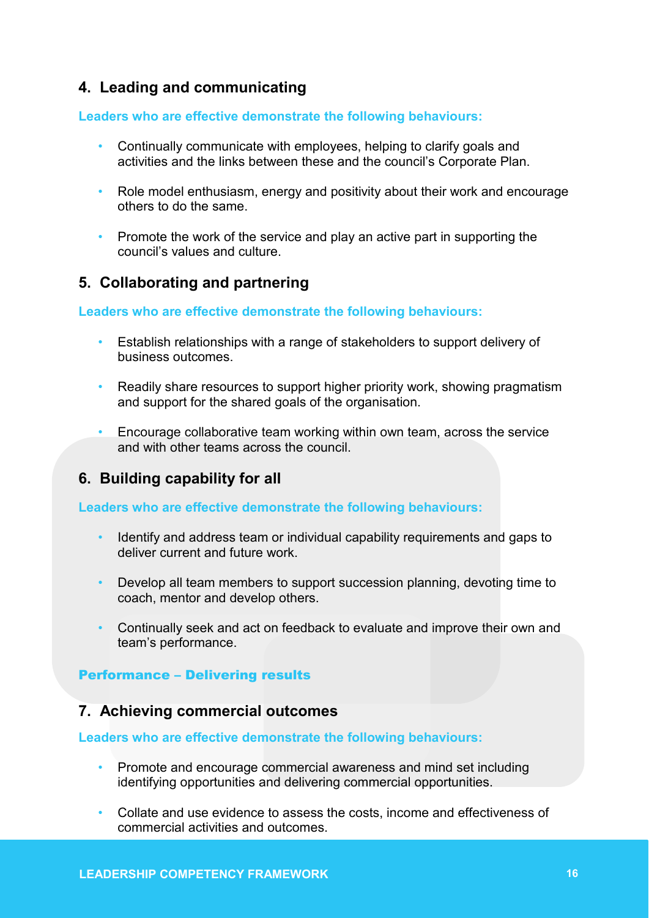## 4. Leading and communicating

**Leaders who are effective demonstrate the following behaviours:**

- Continually communicate with employees, helping to clarify goals and activities and the links between these and the council's Corporate Plan.
- Role model enthusiasm, energy and positivity about their work and encourage others to do the same.
- Promote the work of the service and play an active part in supporting the council's values and culture.

## 5. Collaborating and partnering

**Leaders who are effective demonstrate the following behaviours:**

- Establish relationships with a range of stakeholders to support delivery of business outcomes.
- Readily share resources to support higher priority work, showing pragmatism and support for the shared goals of the organisation.
- Encourage collaborative team working within own team, across the service and with other teams across the council.

## 6. Building capability for all

**Leaders who are effective demonstrate the following behaviours:**

- Identify and address team or individual capability requirements and gaps to deliver current and future work.
- Develop all team members to support succession planning, devoting time to coach, mentor and develop others.
- Continually seek and act on feedback to evaluate and improve their own and team's performance.

# Performance – Delivering results

## 7. Achieving commercial outcomes

**Leaders who are effective demonstrate the following behaviours:**

- Promote and encourage commercial awareness and mind set including identifying opportunities and delivering commercial opportunities.
- Collate and use evidence to assess the costs, income and effectiveness of commercial activities and outcomes.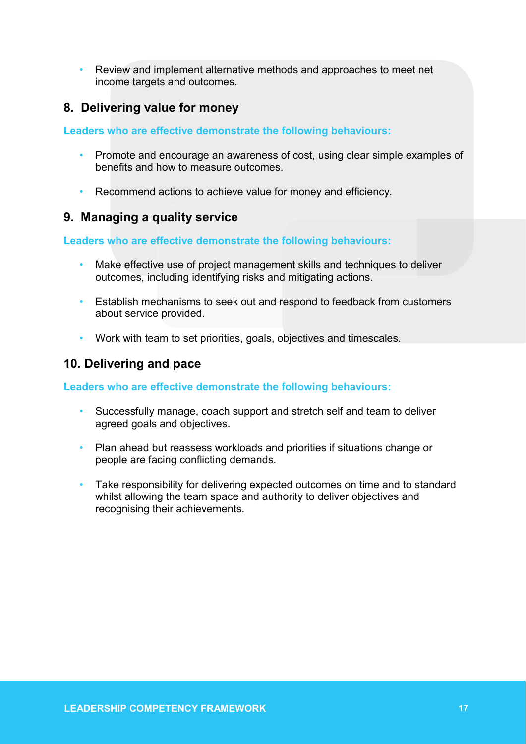- Review and implement alternative methods and approaches to meet net income targets and outcomes.

## 8. Delivering value for money

**Leaders who are effective demonstrate the following behaviours:**

- Promote and encourage an awareness of cost, using clear simple examples of benefits and how to measure outcomes.
- Recommend actions to achieve value for money and efficiency.

## 9. Managing a quality service

**Leaders who are effective demonstrate the following behaviours:**

- Make effective use of project management skills and techniques to deliver outcomes, including identifying risks and mitigating actions.
- Establish mechanisms to seek out and respond to feedback from customers about service provided.
- Work with team to set priorities, goals, objectives and timescales.

## 10. Delivering and pace

**Leaders who are effective demonstrate the following behaviours:**

- Successfully manage, coach support and stretch self and team to deliver agreed goals and objectives.
- Plan ahead but reassess workloads and priorities if situations change or people are facing conflicting demands.
- Take responsibility for delivering expected outcomes on time and to standard whilst allowing the team space and authority to deliver objectives and recognising their achievements.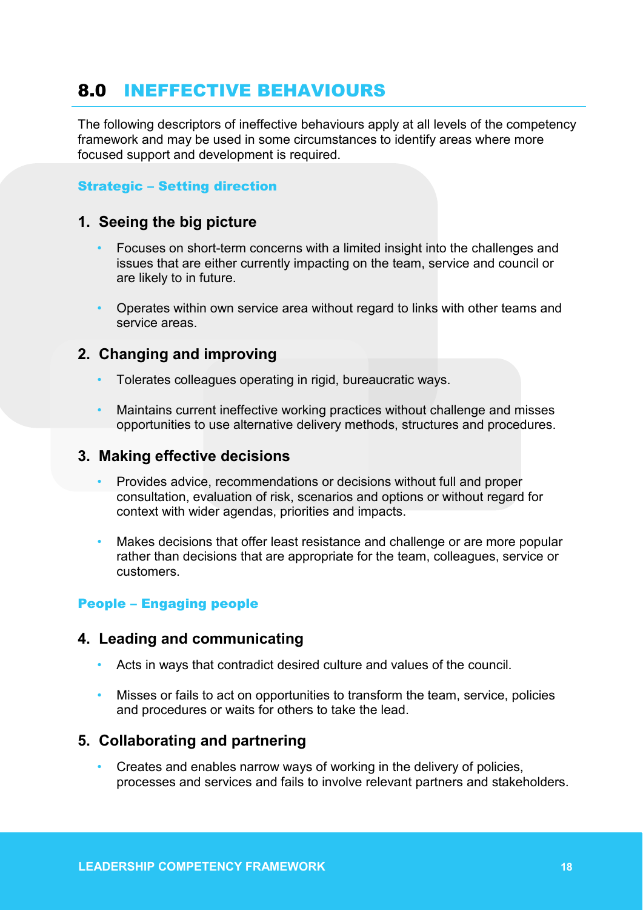## 8.0 INEFFECTIVE BEHAVIOURS

The following descriptors of ineffective behaviours apply at all levels of the competency framework and may be used in some circumstances to identify areas where more focused support and development is required.

**Strategic – Setting direction**

### 1. Seeing the big picture

- Focuses on short-term concerns with a limited insight into the challenges and issues that are either currently impacting on the team, service and council or are likely to in future.
- Operates within own service area without regard to links with other teams and service areas.

### 2. Changing and improving

- Tolerates colleagues operating in rigid, bureaucratic ways.
- Maintains current ineffective working practices without challenge and misses opportunities to use alternative delivery methods, structures and procedures.

### 3. Making effective decisions

- Provides advice, recommendations or decisions without full and proper consultation, evaluation of risk, scenarios and options or without regard for context with wider agendas, priorities and impacts.
- Makes decisions that offer least resistance and challenge or are more popular rather than decisions that are appropriate for the team, colleagues, service or customers.

**People – Engaging people**

### 4. Leading and communicating

- Acts in ways that contradict desired culture and values of the council.
- Misses or fails to act on opportunities to transform the team, service, policies and procedures or waits for others to take the lead.

### 5. Collaborating and partnering

- Creates and enables narrow ways of working in the delivery of policies, processes and services and fails to involve relevant partners and stakeholders.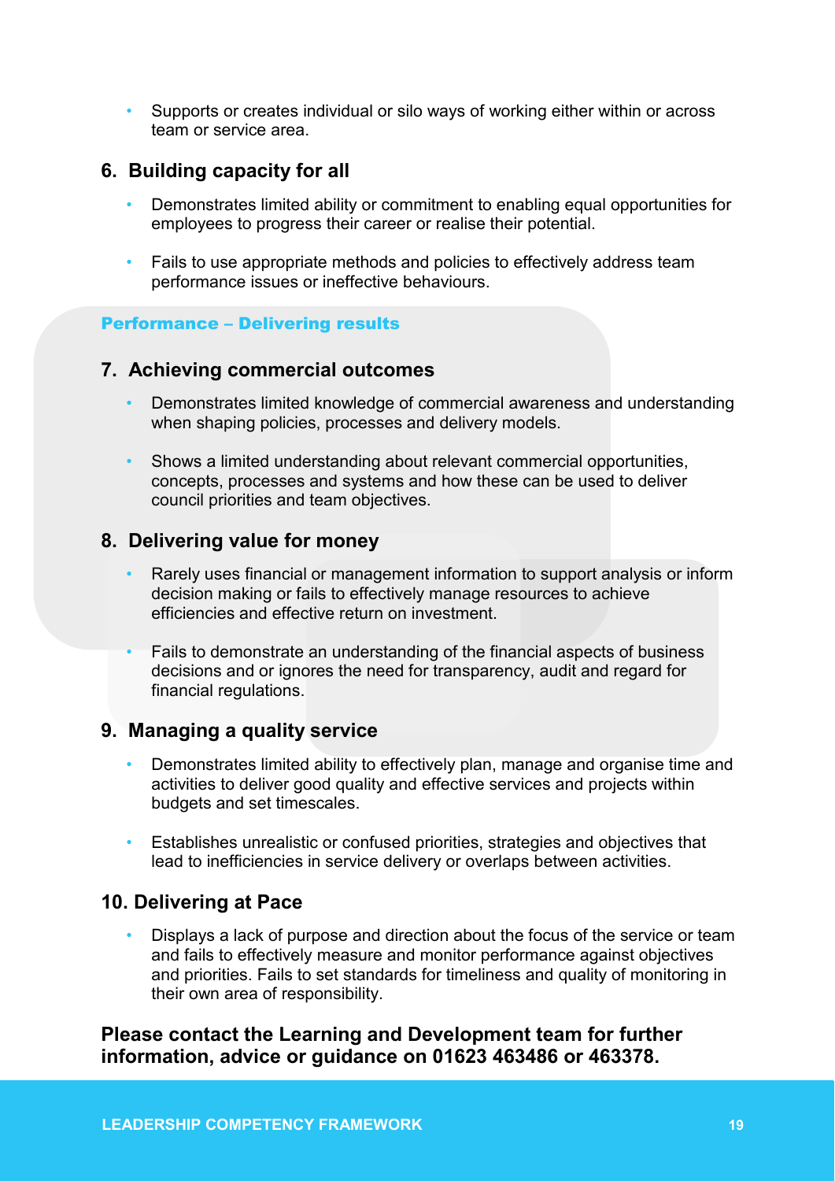- Supports or creates individual or silo ways of working either within or across team or service area.

## 6. Building capacity for all

- Demonstrates limited ability or commitment to enabling equal opportunities for employees to progress their career or realise their potential.
- Fails to use appropriate methods and policies to effectively address team performance issues or ineffective behaviours.

**Performance – Delivering results**

## 7. Achieving commercial outcomes

- Demonstrates limited knowledge of commercial awareness and understanding when shaping policies, processes and delivery models.
- Shows a limited understanding about relevant commercial opportunities, concepts, processes and systems and how these can be used to deliver council priorities and team objectives.

## 8. Delivering value for money

- Rarely uses financial or management information to support analysis or inform decision making or fails to effectively manage resources to achieve efficiencies and effective return on investment.
- Fails to demonstrate an understanding of the financial aspects of business decisions and or ignores the need for transparency, audit and regard for financial regulations.

## 9. Managing a quality service

- Demonstrates limited ability to effectively plan, manage and organise time and activities to deliver good quality and effective services and projects within budgets and set timescales.
- Establishes unrealistic or confused priorities, strategies and objectives that lead to inefficiencies in service delivery or overlaps between activities.

## 10. Delivering at Pace

- Displays a lack of purpose and direction about the focus of the service or team and fails to effectively measure and monitor performance against objectives and priorities. Fails to set standards for timeliness and quality of monitoring in their own area of responsibility.

**Please contact the Learning and Development team for further information, advice or guidance on 01623 463486 or 463378.**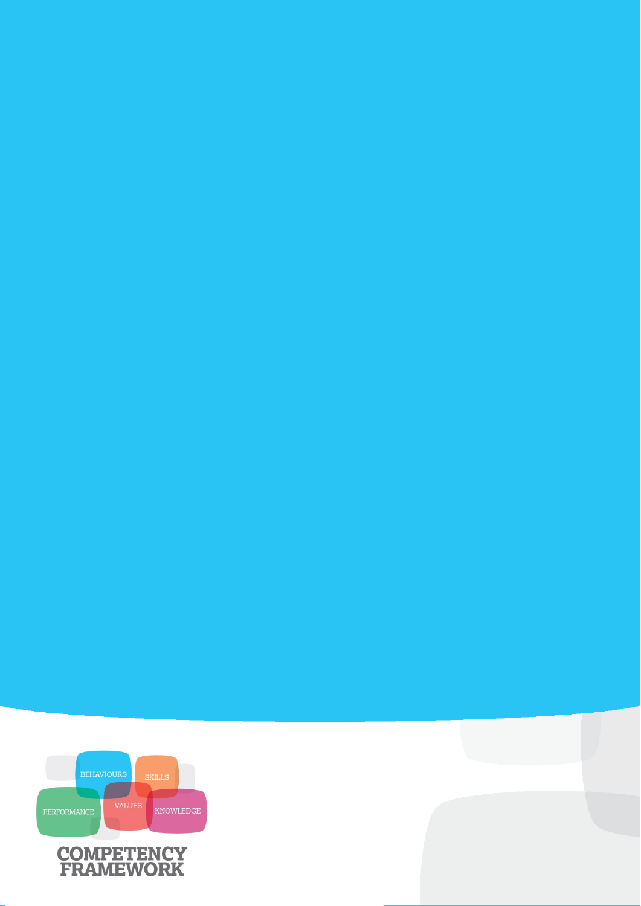BEHAVIOURS
SKILLS
PERFORMANCE
VALUES
KNOWLEDGE

COMPETENCY
FRAMEWORK